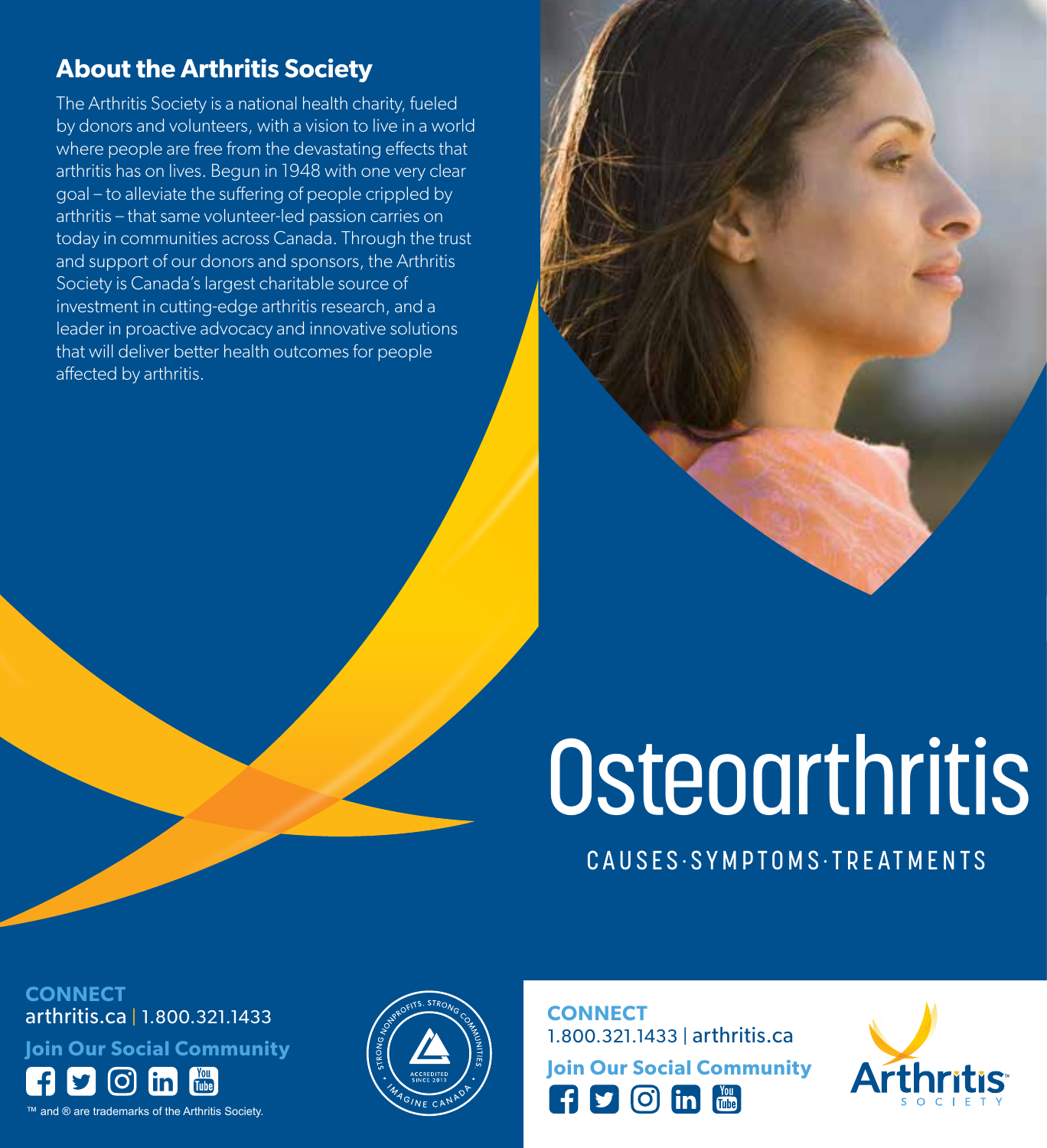## About the Arthritis Society

The Arthritis Society is a national health charity, fueled by donors and volunteers, with a vision to live in a world where people are free from the devastating effects that arthritis has on lives. Begun in 1948 with one very clear goal – to alleviate the suffering of people crippled by arthritis – that same volunteer-led passion carries on today in communities across Canada. Through the trust and support of our donors and sponsors, the Arthritis Society is Canada's largest charitable source of investment in cutting-edge arthritis research, and a leader in proactive advocacy and innovative solutions that will deliver better health outcomes for people affected by arthritis.

**CONNECT**
arthritis.ca | 1.800.321.1433

**Join Our Social Community**

™ and ® are trademarks of the Arthritis Society.

Strong Nonprofits. Strong Communities. Imagine Canada — Accredited Since 2013

# Osteoarthritis

CAUSES · SYMPTOMS · TREATMENTS

**CONNECT**
1.800.321.1433 | arthritis.ca

**Join Our Social Community**

Arthritis Society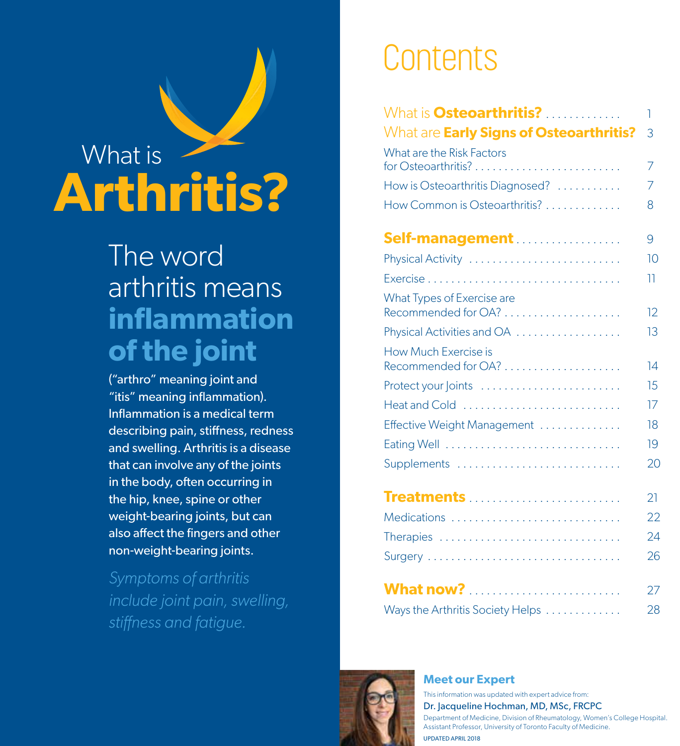# What is **Arthritis?**

## The word arthritis means **inflammation of the joint**

("arthro" meaning joint and "itis" meaning inflammation). Inflammation is a medical term describing pain, stiffness, redness and swelling. Arthritis is a disease that can involve any of the joints in the body, often occurring in the hip, knee, spine or other weight-bearing joints, but can also affect the fingers and other non-weight-bearing joints.

*Symptoms of arthritis include joint pain, swelling, stiffness and fatigue.*

# Contents

| | |
|---|---|
| What is **Osteoarthritis?** | 1 |
| What are **Early Signs of Osteoarthritis?** | 3 |
| What are the Risk Factors for Osteoarthritis? | 7 |
| How is Osteoarthritis Diagnosed? | 7 |
| How Common is Osteoarthritis? | 8 |
| **Self-management** | 9 |
| Physical Activity | 10 |
| Exercise | 11 |
| What Types of Exercise are Recommended for OA? | 12 |
| Physical Activities and OA | 13 |
| How Much Exercise is Recommended for OA? | 14 |
| Protect your Joints | 15 |
| Heat and Cold | 17 |
| Effective Weight Management | 18 |
| Eating Well | 19 |
| Supplements | 20 |
| **Treatments** | 21 |
| Medications | 22 |
| Therapies | 24 |
| Surgery | 26 |
| **What now?** | 27 |
| Ways the Arthritis Society Helps | 28 |

**Meet our Expert**

This information was updated with expert advice from:

Dr. Jacqueline Hochman, MD, MSc, FRCPC

Department of Medicine, Division of Rheumatology, Women's College Hospital. Assistant Professor, University of Toronto Faculty of Medicine.

UPDATED APRIL 2018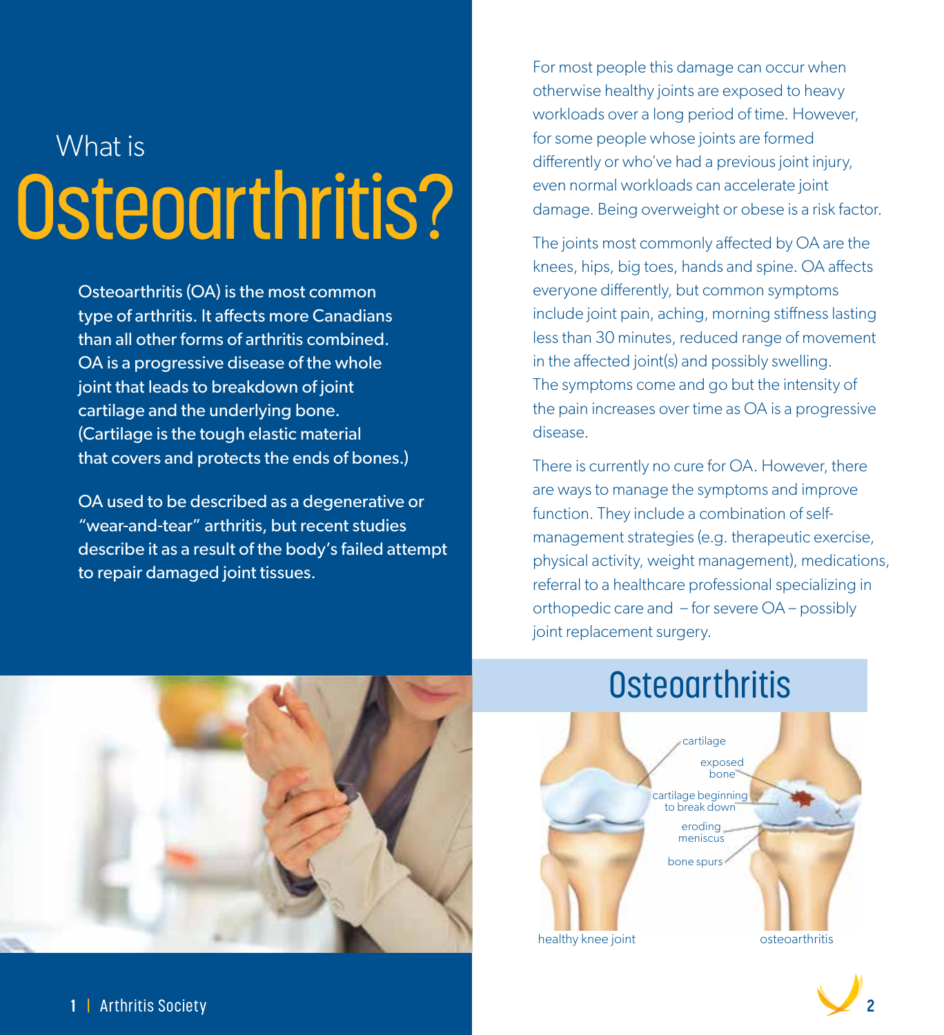# What is Osteoarthritis?

Osteoarthritis (OA) is the most common type of arthritis. It affects more Canadians than all other forms of arthritis combined. OA is a progressive disease of the whole joint that leads to breakdown of joint cartilage and the underlying bone. (Cartilage is the tough elastic material that covers and protects the ends of bones.)

OA used to be described as a degenerative or "wear-and-tear" arthritis, but recent studies describe it as a result of the body's failed attempt to repair damaged joint tissues.

For most people this damage can occur when otherwise healthy joints are exposed to heavy workloads over a long period of time. However, for some people whose joints are formed differently or who've had a previous joint injury, even normal workloads can accelerate joint damage. Being overweight or obese is a risk factor.

The joints most commonly affected by OA are the knees, hips, big toes, hands and spine. OA affects everyone differently, but common symptoms include joint pain, aching, morning stiffness lasting less than 30 minutes, reduced range of movement in the affected joint(s) and possibly swelling. The symptoms come and go but the intensity of the pain increases over time as OA is a progressive disease.

There is currently no cure for OA. However, there are ways to manage the symptoms and improve function. They include a combination of self-management strategies (e.g. therapeutic exercise, physical activity, weight management), medications, referral to a healthcare professional specializing in orthopedic care and – for severe OA – possibly joint replacement surgery.

## Osteoarthritis

cartilage

exposed bone

cartilage beginning to break down

eroding meniscus

bone spurs

healthy knee joint

osteoarthritis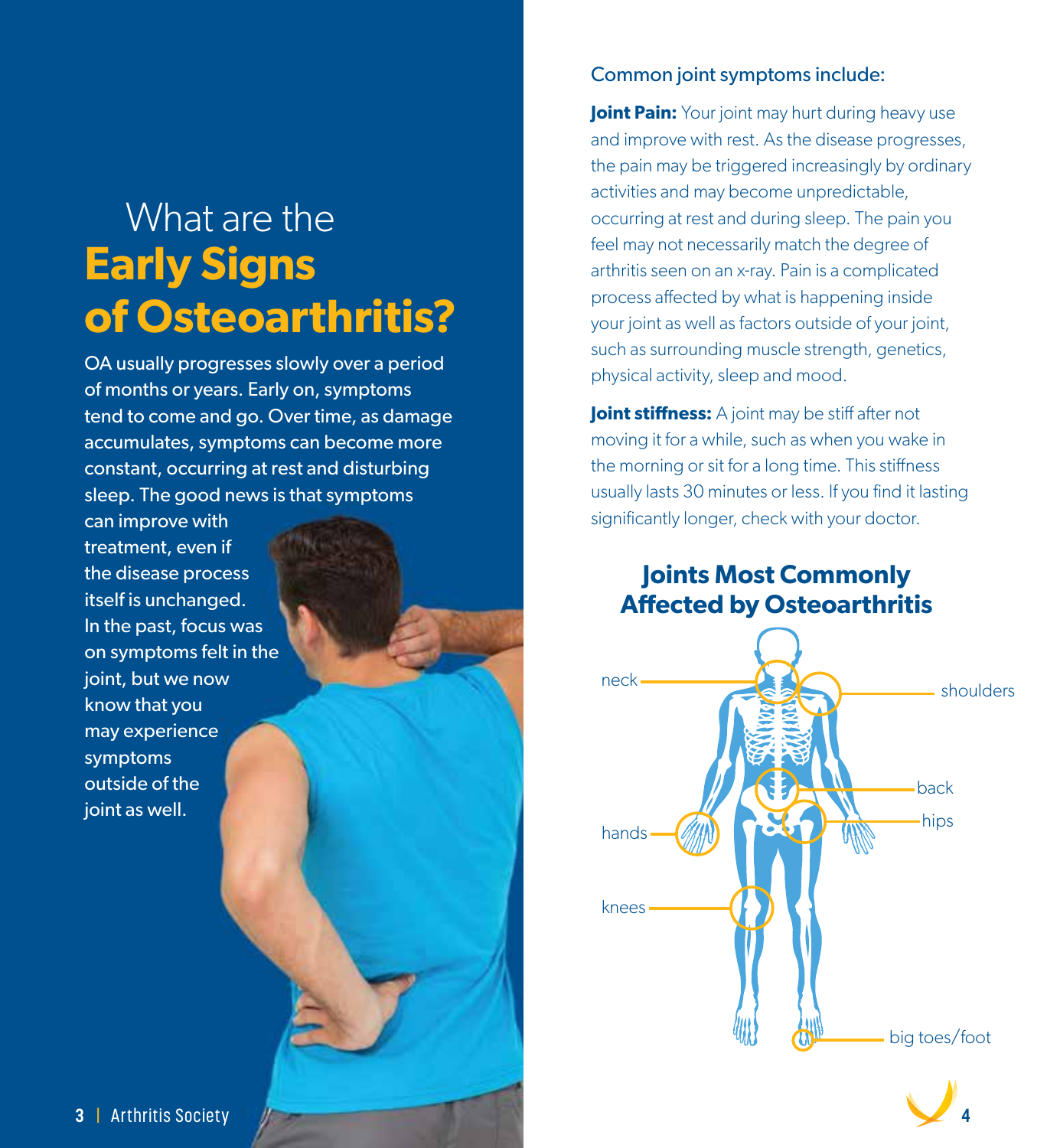# What are the **Early Signs of Osteoarthritis?**

OA usually progresses slowly over a period of months or years. Early on, symptoms tend to come and go. Over time, as damage accumulates, symptoms can become more constant, occurring at rest and disturbing sleep. The good news is that symptoms can improve with treatment, even if the disease process itself is unchanged. In the past, focus was on symptoms felt in the joint, but we now know that you may experience symptoms outside of the joint as well.

Common joint symptoms include:

**Joint Pain:** Your joint may hurt during heavy use and improve with rest. As the disease progresses, the pain may be triggered increasingly by ordinary activities and may become unpredictable, occurring at rest and during sleep. The pain you feel may not necessarily match the degree of arthritis seen on an x-ray. Pain is a complicated process affected by what is happening inside your joint as well as factors outside of your joint, such as surrounding muscle strength, genetics, physical activity, sleep and mood.

**Joint stiffness:** A joint may be stiff after not moving it for a while, such as when you wake in the morning or sit for a long time. This stiffness usually lasts 30 minutes or less. If you find it lasting significantly longer, check with your doctor.

## Joints Most Commonly Affected by Osteoarthritis

neck
shoulders
back
hips
hands
knees
big toes/foot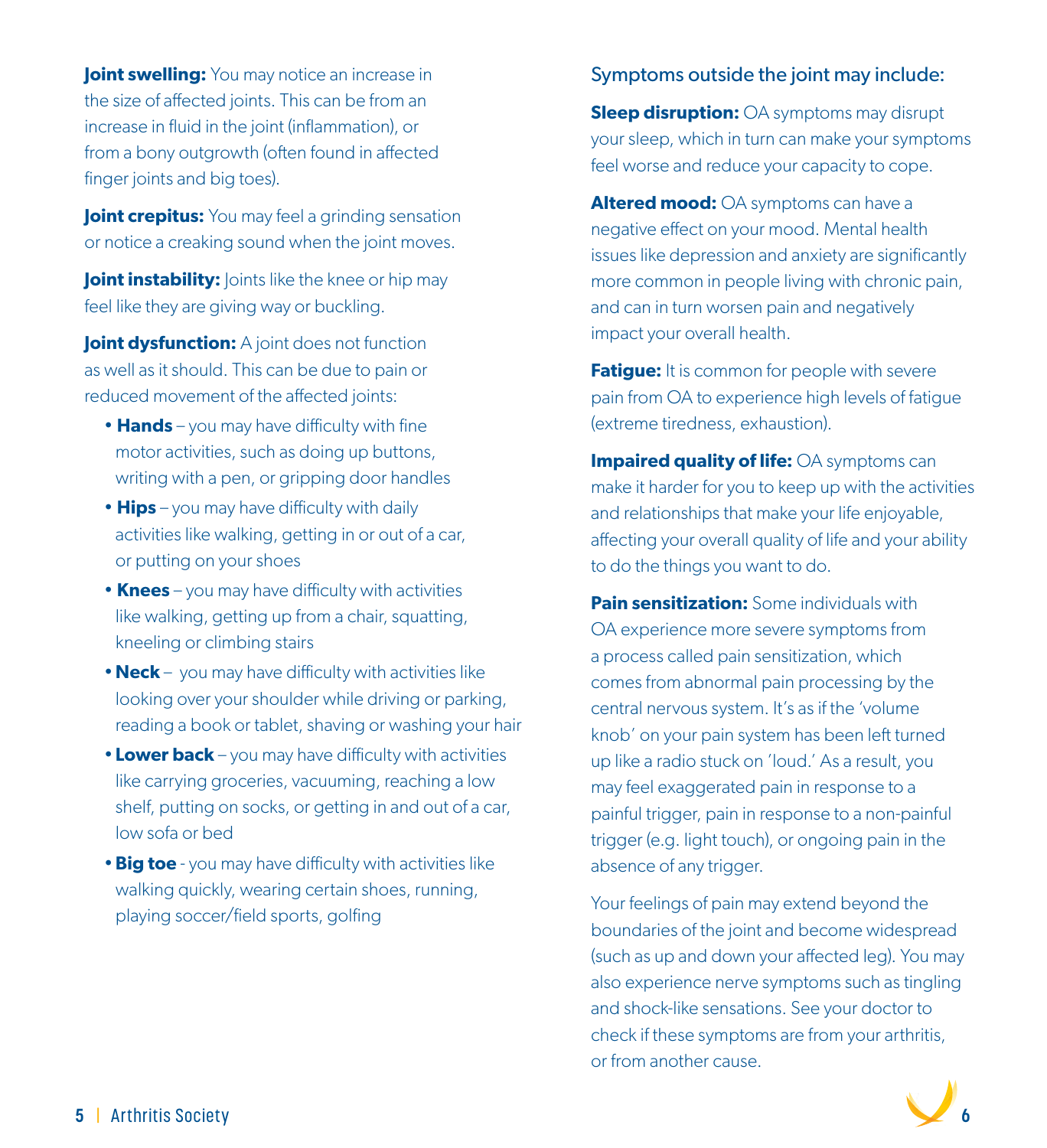**Joint swelling:** You may notice an increase in the size of affected joints. This can be from an increase in fluid in the joint (inflammation), or from a bony outgrowth (often found in affected finger joints and big toes).

**Joint crepitus:** You may feel a grinding sensation or notice a creaking sound when the joint moves.

**Joint instability:** Joints like the knee or hip may feel like they are giving way or buckling.

**Joint dysfunction:** A joint does not function as well as it should. This can be due to pain or reduced movement of the affected joints:

- **Hands** – you may have difficulty with fine motor activities, such as doing up buttons, writing with a pen, or gripping door handles
- **Hips** – you may have difficulty with daily activities like walking, getting in or out of a car, or putting on your shoes
- **Knees** – you may have difficulty with activities like walking, getting up from a chair, squatting, kneeling or climbing stairs
- **Neck** – you may have difficulty with activities like looking over your shoulder while driving or parking, reading a book or tablet, shaving or washing your hair
- **Lower back** – you may have difficulty with activities like carrying groceries, vacuuming, reaching a low shelf, putting on socks, or getting in and out of a car, low sofa or bed
- **Big toe** - you may have difficulty with activities like walking quickly, wearing certain shoes, running, playing soccer/field sports, golfing

Symptoms outside the joint may include:

**Sleep disruption:** OA symptoms may disrupt your sleep, which in turn can make your symptoms feel worse and reduce your capacity to cope.

**Altered mood:** OA symptoms can have a negative effect on your mood. Mental health issues like depression and anxiety are significantly more common in people living with chronic pain, and can in turn worsen pain and negatively impact your overall health.

**Fatigue:** It is common for people with severe pain from OA to experience high levels of fatigue (extreme tiredness, exhaustion).

**Impaired quality of life:** OA symptoms can make it harder for you to keep up with the activities and relationships that make your life enjoyable, affecting your overall quality of life and your ability to do the things you want to do.

**Pain sensitization:** Some individuals with OA experience more severe symptoms from a process called pain sensitization, which comes from abnormal pain processing by the central nervous system. It's as if the 'volume knob' on your pain system has been left turned up like a radio stuck on 'loud.' As a result, you may feel exaggerated pain in response to a painful trigger, pain in response to a non-painful trigger (e.g. light touch), or ongoing pain in the absence of any trigger.

Your feelings of pain may extend beyond the boundaries of the joint and become widespread (such as up and down your affected leg). You may also experience nerve symptoms such as tingling and shock-like sensations. See your doctor to check if these symptoms are from your arthritis, or from another cause.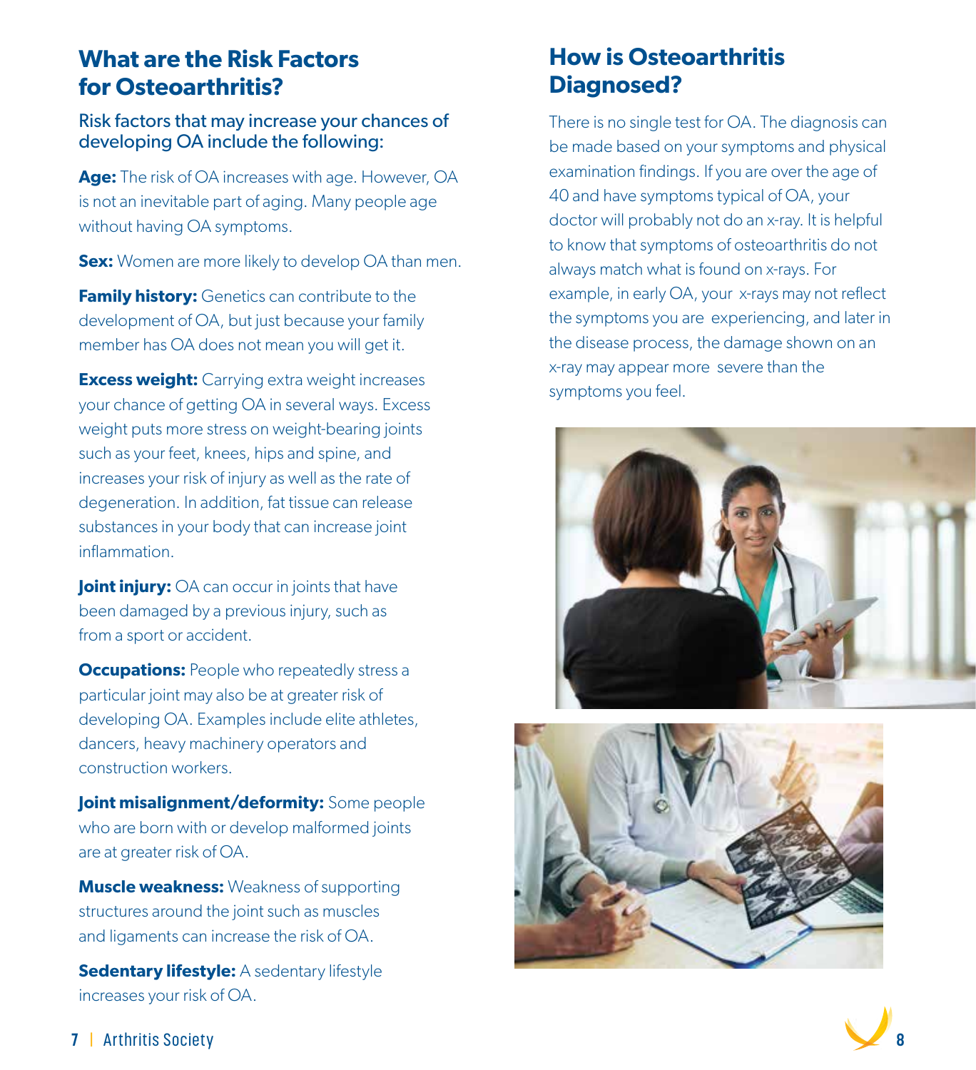## What are the Risk Factors for Osteoarthritis?

### Risk factors that may increase your chances of developing OA include the following:

**Age:** The risk of OA increases with age. However, OA is not an inevitable part of aging. Many people age without having OA symptoms.

**Sex:** Women are more likely to develop OA than men.

**Family history:** Genetics can contribute to the development of OA, but just because your family member has OA does not mean you will get it.

**Excess weight:** Carrying extra weight increases your chance of getting OA in several ways. Excess weight puts more stress on weight-bearing joints such as your feet, knees, hips and spine, and increases your risk of injury as well as the rate of degeneration. In addition, fat tissue can release substances in your body that can increase joint inflammation.

**Joint injury:** OA can occur in joints that have been damaged by a previous injury, such as from a sport or accident.

**Occupations:** People who repeatedly stress a particular joint may also be at greater risk of developing OA. Examples include elite athletes, dancers, heavy machinery operators and construction workers.

**Joint misalignment/deformity:** Some people who are born with or develop malformed joints are at greater risk of OA.

**Muscle weakness:** Weakness of supporting structures around the joint such as muscles and ligaments can increase the risk of OA.

**Sedentary lifestyle:** A sedentary lifestyle increases your risk of OA.

## How is Osteoarthritis Diagnosed?

There is no single test for OA. The diagnosis can be made based on your symptoms and physical examination findings. If you are over the age of 40 and have symptoms typical of OA, your doctor will probably not do an x-ray. It is helpful to know that symptoms of osteoarthritis do not always match what is found on x-rays. For example, in early OA, your x-rays may not reflect the symptoms you are experiencing, and later in the disease process, the damage shown on an x-ray may appear more severe than the symptoms you feel.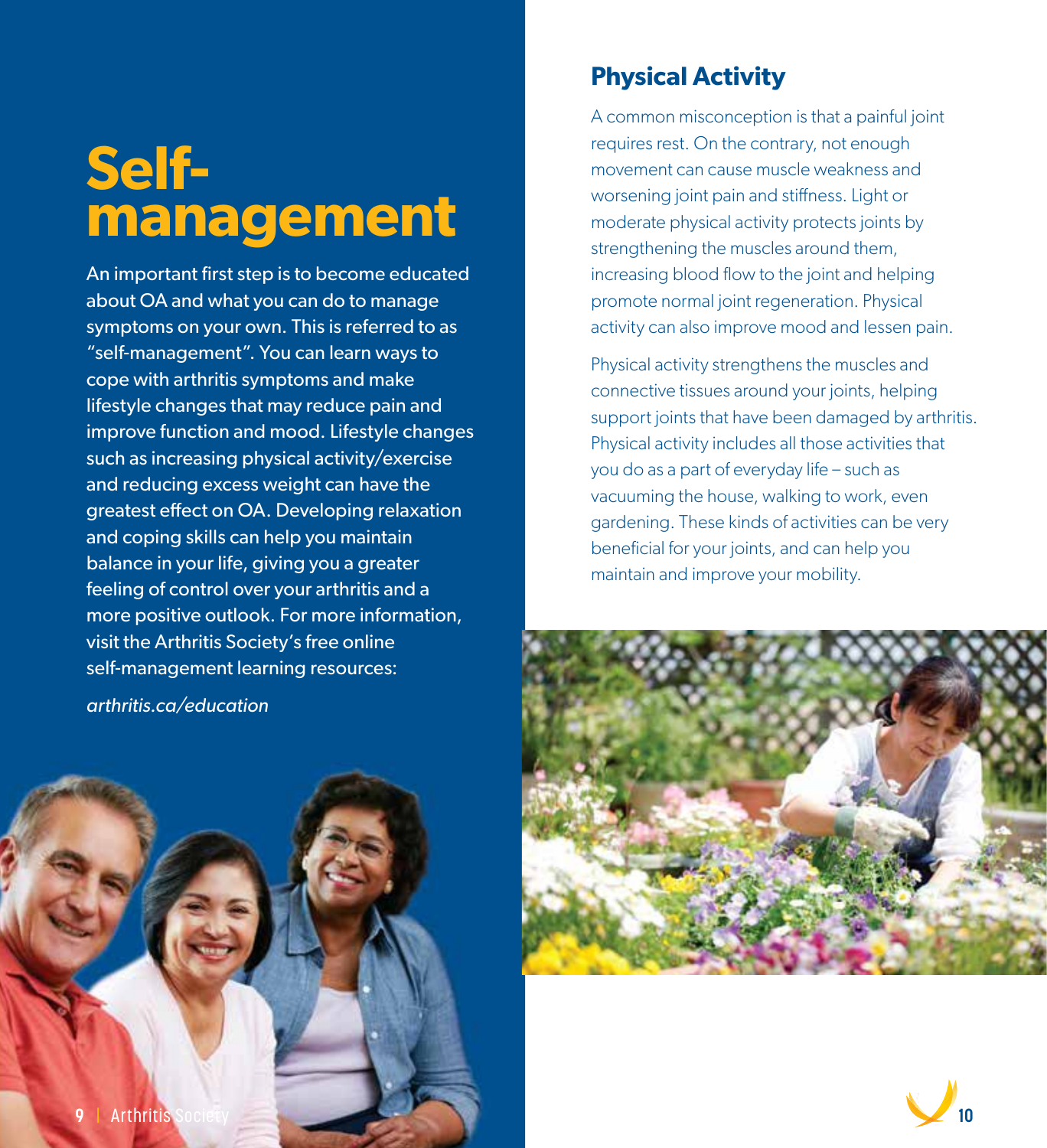# Self-management

An important first step is to become educated about OA and what you can do to manage symptoms on your own. This is referred to as "self-management". You can learn ways to cope with arthritis symptoms and make lifestyle changes that may reduce pain and improve function and mood. Lifestyle changes such as increasing physical activity/exercise and reducing excess weight can have the greatest effect on OA. Developing relaxation and coping skills can help you maintain balance in your life, giving you a greater feeling of control over your arthritis and a more positive outlook. For more information, visit the Arthritis Society's free online self-management learning resources:

*arthritis.ca/education*

## Physical Activity

A common misconception is that a painful joint requires rest. On the contrary, not enough movement can cause muscle weakness and worsening joint pain and stiffness. Light or moderate physical activity protects joints by strengthening the muscles around them, increasing blood flow to the joint and helping promote normal joint regeneration. Physical activity can also improve mood and lessen pain.

Physical activity strengthens the muscles and connective tissues around your joints, helping support joints that have been damaged by arthritis. Physical activity includes all those activities that you do as a part of everyday life – such as vacuuming the house, walking to work, even gardening. These kinds of activities can be very beneficial for your joints, and can help you maintain and improve your mobility.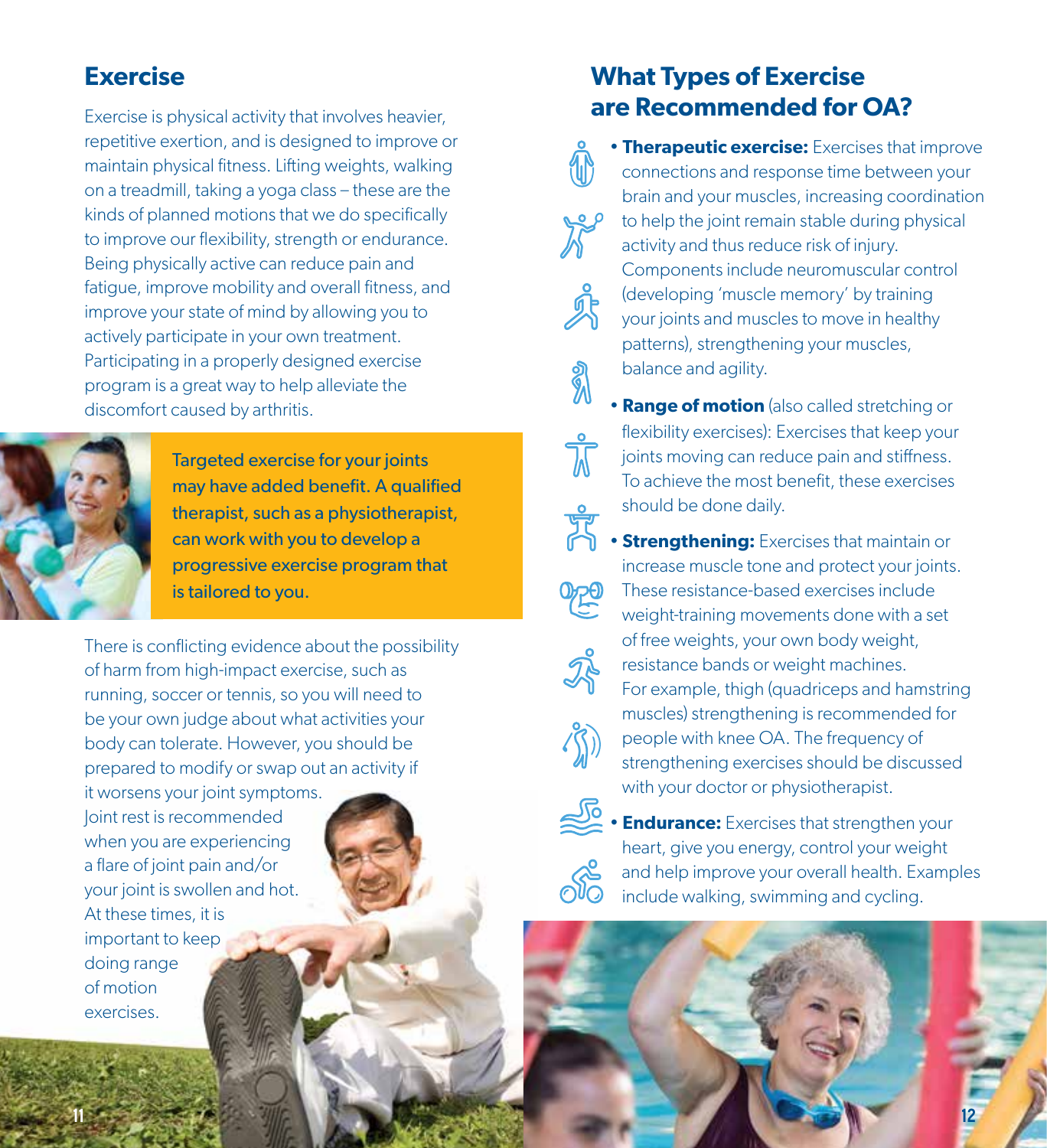## Exercise

Exercise is physical activity that involves heavier, repetitive exertion, and is designed to improve or maintain physical fitness. Lifting weights, walking on a treadmill, taking a yoga class – these are the kinds of planned motions that we do specifically to improve our flexibility, strength or endurance. Being physically active can reduce pain and fatigue, improve mobility and overall fitness, and improve your state of mind by allowing you to actively participate in your own treatment. Participating in a properly designed exercise program is a great way to help alleviate the discomfort caused by arthritis.

Targeted exercise for your joints may have added benefit. A qualified therapist, such as a physiotherapist, can work with you to develop a progressive exercise program that is tailored to you.

There is conflicting evidence about the possibility of harm from high-impact exercise, such as running, soccer or tennis, so you will need to be your own judge about what activities your body can tolerate. However, you should be prepared to modify or swap out an activity if it worsens your joint symptoms. Joint rest is recommended when you are experiencing a flare of joint pain and/or your joint is swollen and hot. At these times, it is important to keep doing range of motion exercises.

## What Types of Exercise are Recommended for OA?

- **Therapeutic exercise:** Exercises that improve connections and response time between your brain and your muscles, increasing coordination to help the joint remain stable during physical activity and thus reduce risk of injury. Components include neuromuscular control (developing 'muscle memory' by training your joints and muscles to move in healthy patterns), strengthening your muscles, balance and agility.
- **Range of motion** (also called stretching or flexibility exercises): Exercises that keep your joints moving can reduce pain and stiffness. To achieve the most benefit, these exercises should be done daily.
- **Strengthening:** Exercises that maintain or increase muscle tone and protect your joints. These resistance-based exercises include weight-training movements done with a set of free weights, your own body weight, resistance bands or weight machines. For example, thigh (quadriceps and hamstring muscles) strengthening is recommended for people with knee OA. The frequency of strengthening exercises should be discussed with your doctor or physiotherapist.
- **Endurance:** Exercises that strengthen your heart, give you energy, control your weight and help improve your overall health. Examples include walking, swimming and cycling.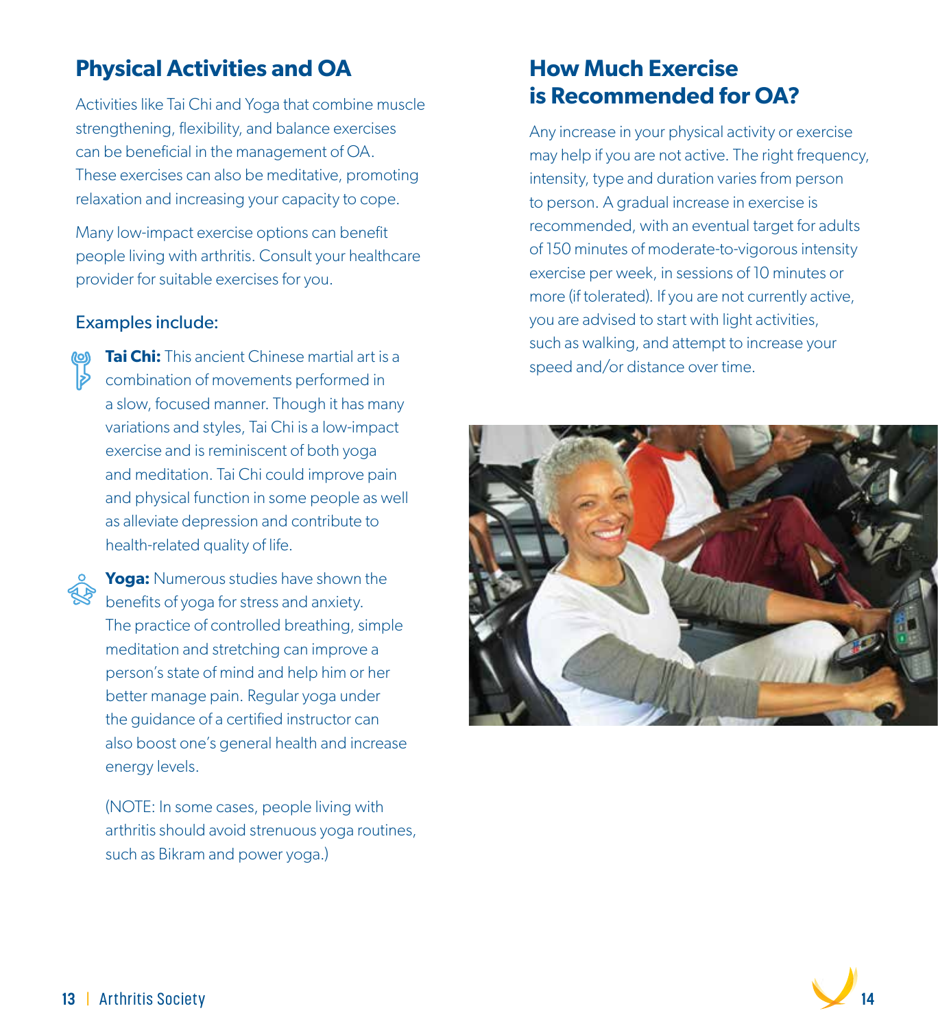## Physical Activities and OA

Activities like Tai Chi and Yoga that combine muscle strengthening, flexibility, and balance exercises can be beneficial in the management of OA. These exercises can also be meditative, promoting relaxation and increasing your capacity to cope.

Many low-impact exercise options can benefit people living with arthritis. Consult your healthcare provider for suitable exercises for you.

### Examples include:

**Tai Chi:** This ancient Chinese martial art is a combination of movements performed in a slow, focused manner. Though it has many variations and styles, Tai Chi is a low-impact exercise and is reminiscent of both yoga and meditation. Tai Chi could improve pain and physical function in some people as well as alleviate depression and contribute to health-related quality of life.

**Yoga:** Numerous studies have shown the benefits of yoga for stress and anxiety. The practice of controlled breathing, simple meditation and stretching can improve a person's state of mind and help him or her better manage pain. Regular yoga under the guidance of a certified instructor can also boost one's general health and increase energy levels.

(NOTE: In some cases, people living with arthritis should avoid strenuous yoga routines, such as Bikram and power yoga.)

## How Much Exercise is Recommended for OA?

Any increase in your physical activity or exercise may help if you are not active. The right frequency, intensity, type and duration varies from person to person. A gradual increase in exercise is recommended, with an eventual target for adults of 150 minutes of moderate-to-vigorous intensity exercise per week, in sessions of 10 minutes or more (if tolerated). If you are not currently active, you are advised to start with light activities, such as walking, and attempt to increase your speed and/or distance over time.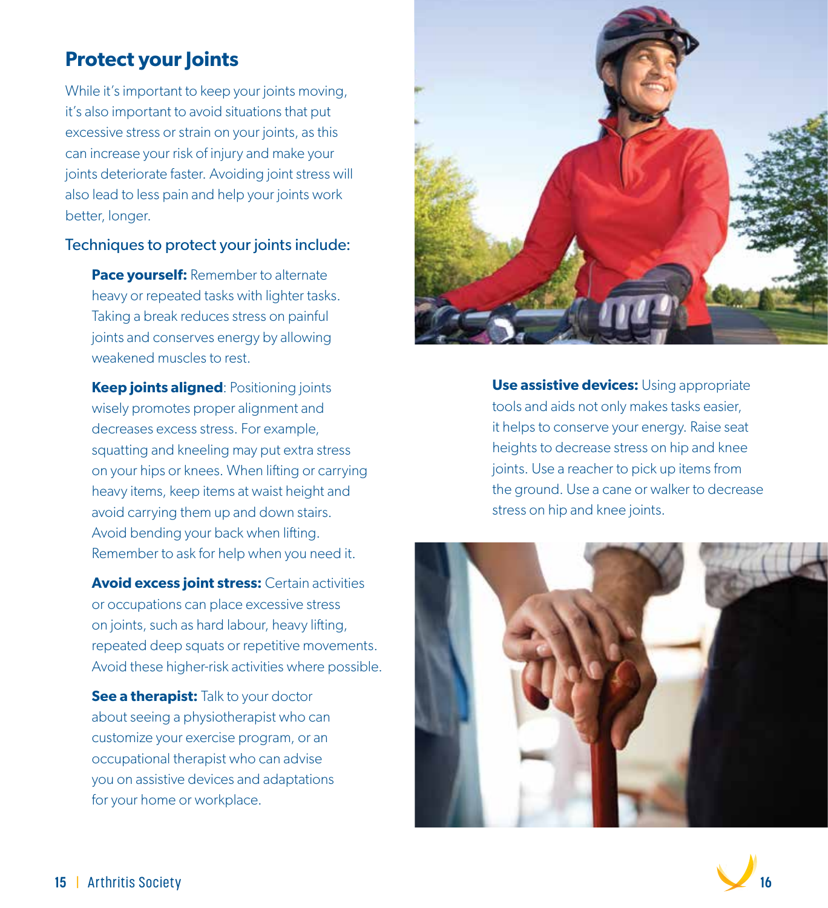## Protect your Joints

While it's important to keep your joints moving, it's also important to avoid situations that put excessive stress or strain on your joints, as this can increase your risk of injury and make your joints deteriorate faster. Avoiding joint stress will also lead to less pain and help your joints work better, longer.

Techniques to protect your joints include:

**Pace yourself:** Remember to alternate heavy or repeated tasks with lighter tasks. Taking a break reduces stress on painful joints and conserves energy by allowing weakened muscles to rest.

**Keep joints aligned**: Positioning joints wisely promotes proper alignment and decreases excess stress. For example, squatting and kneeling may put extra stress on your hips or knees. When lifting or carrying heavy items, keep items at waist height and avoid carrying them up and down stairs. Avoid bending your back when lifting. Remember to ask for help when you need it.

**Avoid excess joint stress:** Certain activities or occupations can place excessive stress on joints, such as hard labour, heavy lifting, repeated deep squats or repetitive movements. Avoid these higher-risk activities where possible.

**See a therapist:** Talk to your doctor about seeing a physiotherapist who can customize your exercise program, or an occupational therapist who can advise you on assistive devices and adaptations for your home or workplace.

**Use assistive devices:** Using appropriate tools and aids not only makes tasks easier, it helps to conserve your energy. Raise seat heights to decrease stress on hip and knee joints. Use a reacher to pick up items from the ground. Use a cane or walker to decrease stress on hip and knee joints.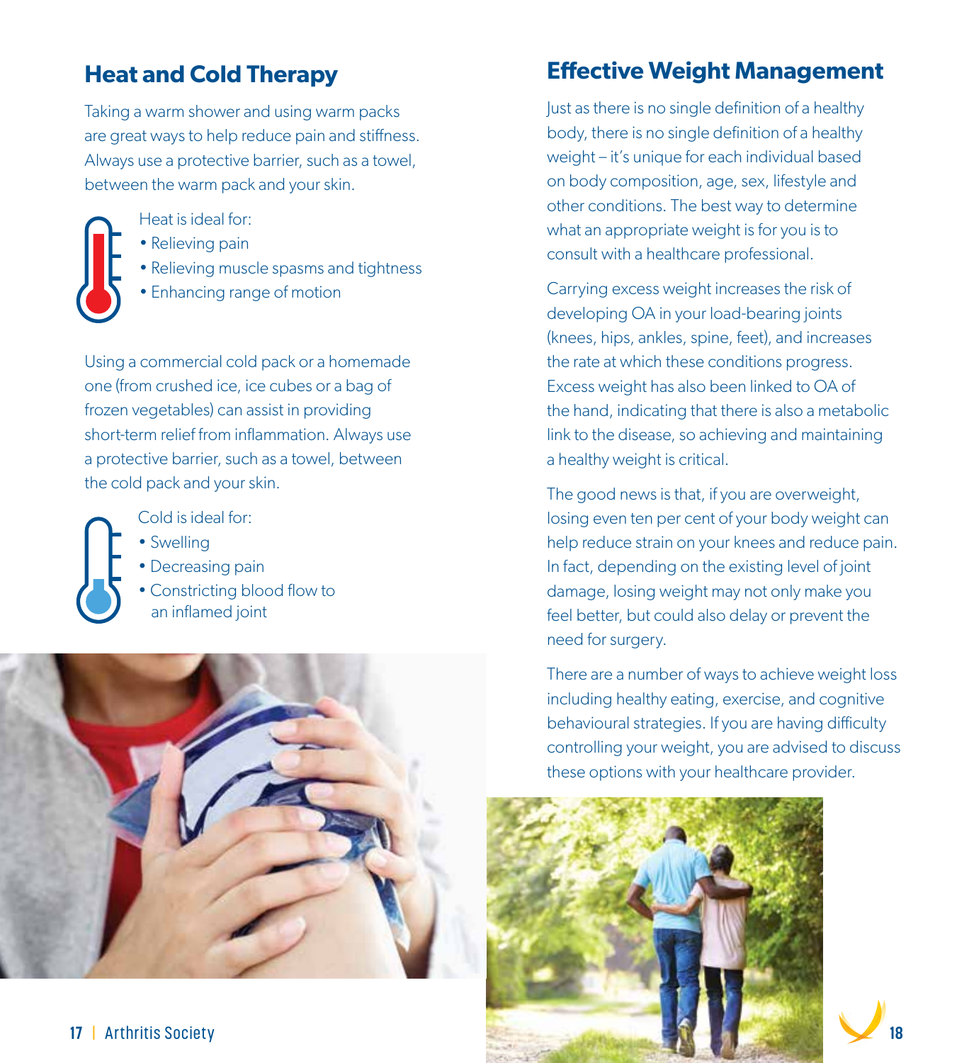## Heat and Cold Therapy

Taking a warm shower and using warm packs are great ways to help reduce pain and stiffness. Always use a protective barrier, such as a towel, between the warm pack and your skin.

Heat is ideal for:

- Relieving pain
- Relieving muscle spasms and tightness
- Enhancing range of motion

Using a commercial cold pack or a homemade one (from crushed ice, ice cubes or a bag of frozen vegetables) can assist in providing short-term relief from inflammation. Always use a protective barrier, such as a towel, between the cold pack and your skin.

Cold is ideal for:

- Swelling
- Decreasing pain
- Constricting blood flow to an inflamed joint

## Effective Weight Management

Just as there is no single definition of a healthy body, there is no single definition of a healthy weight – it's unique for each individual based on body composition, age, sex, lifestyle and other conditions. The best way to determine what an appropriate weight is for you is to consult with a healthcare professional.

Carrying excess weight increases the risk of developing OA in your load-bearing joints (knees, hips, ankles, spine, feet), and increases the rate at which these conditions progress. Excess weight has also been linked to OA of the hand, indicating that there is also a metabolic link to the disease, so achieving and maintaining a healthy weight is critical.

The good news is that, if you are overweight, losing even ten per cent of your body weight can help reduce strain on your knees and reduce pain. In fact, depending on the existing level of joint damage, losing weight may not only make you feel better, but could also delay or prevent the need for surgery.

There are a number of ways to achieve weight loss including healthy eating, exercise, and cognitive behavioural strategies. If you are having difficulty controlling your weight, you are advised to discuss these options with your healthcare provider.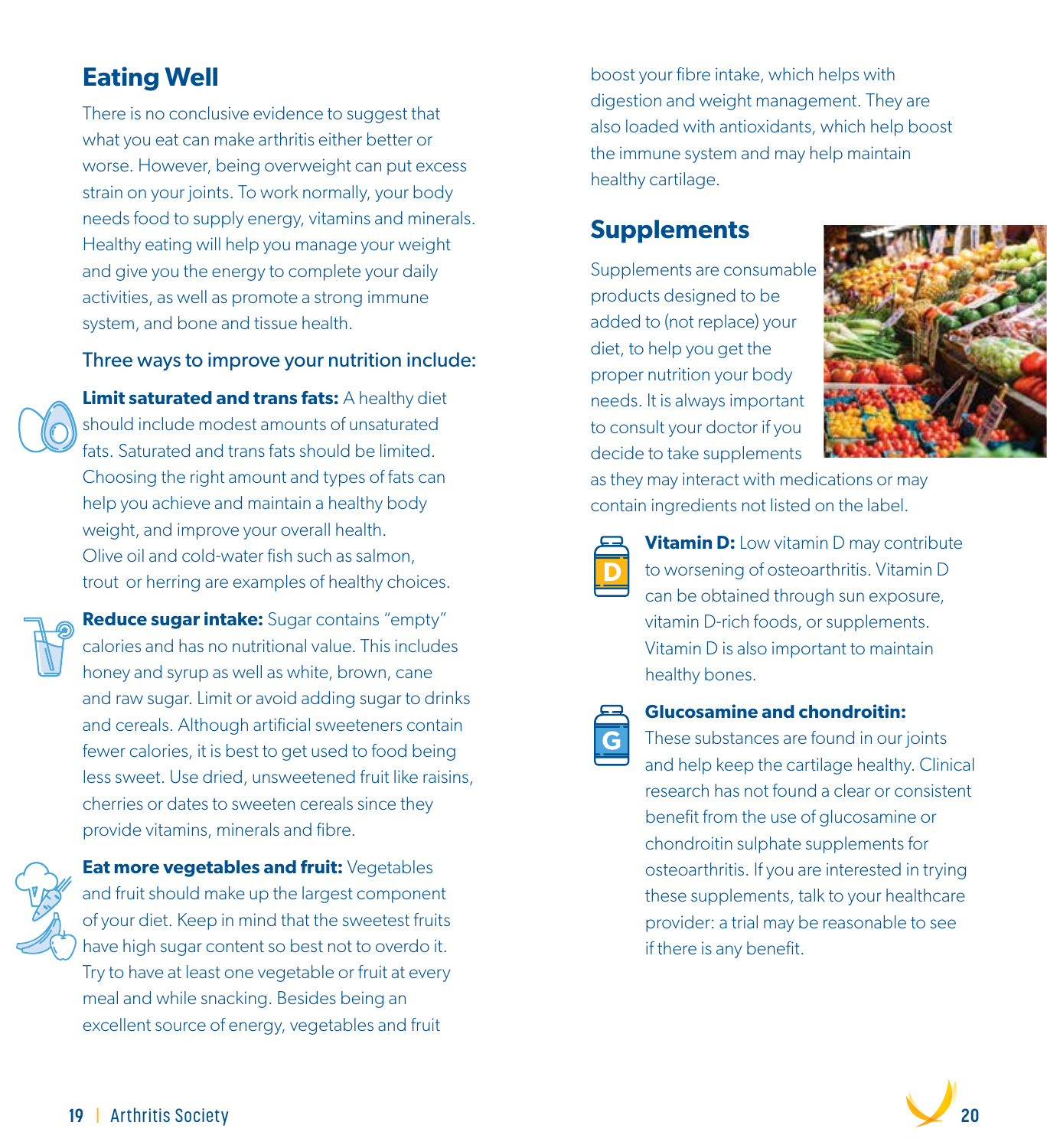## Eating Well

There is no conclusive evidence to suggest that what you eat can make arthritis either better or worse. However, being overweight can put excess strain on your joints. To work normally, your body needs food to supply energy, vitamins and minerals. Healthy eating will help you manage your weight and give you the energy to complete your daily activities, as well as promote a strong immune system, and bone and tissue health.

### Three ways to improve your nutrition include:

**Limit saturated and trans fats:** A healthy diet should include modest amounts of unsaturated fats. Saturated and trans fats should be limited. Choosing the right amount and types of fats can help you achieve and maintain a healthy body weight, and improve your overall health. Olive oil and cold-water fish such as salmon, trout or herring are examples of healthy choices.

**Reduce sugar intake:** Sugar contains "empty" calories and has no nutritional value. This includes honey and syrup as well as white, brown, cane and raw sugar. Limit or avoid adding sugar to drinks and cereals. Although artificial sweeteners contain fewer calories, it is best to get used to food being less sweet. Use dried, unsweetened fruit like raisins, cherries or dates to sweeten cereals since they provide vitamins, minerals and fibre.

**Eat more vegetables and fruit:** Vegetables and fruit should make up the largest component of your diet. Keep in mind that the sweetest fruits have high sugar content so best not to overdo it. Try to have at least one vegetable or fruit at every meal and while snacking. Besides being an excellent source of energy, vegetables and fruit boost your fibre intake, which helps with digestion and weight management. They are also loaded with antioxidants, which help boost the immune system and may help maintain healthy cartilage.

## Supplements

Supplements are consumable products designed to be added to (not replace) your diet, to help you get the proper nutrition your body needs. It is always important to consult your doctor if you decide to take supplements as they may interact with medications or may contain ingredients not listed on the label.

**Vitamin D:** Low vitamin D may contribute to worsening of osteoarthritis. Vitamin D can be obtained through sun exposure, vitamin D-rich foods, or supplements. Vitamin D is also important to maintain healthy bones.

**Glucosamine and chondroitin:** These substances are found in our joints and help keep the cartilage healthy. Clinical research has not found a clear or consistent benefit from the use of glucosamine or chondroitin sulphate supplements for osteoarthritis. If you are interested in trying these supplements, talk to your healthcare provider: a trial may be reasonable to see if there is any benefit.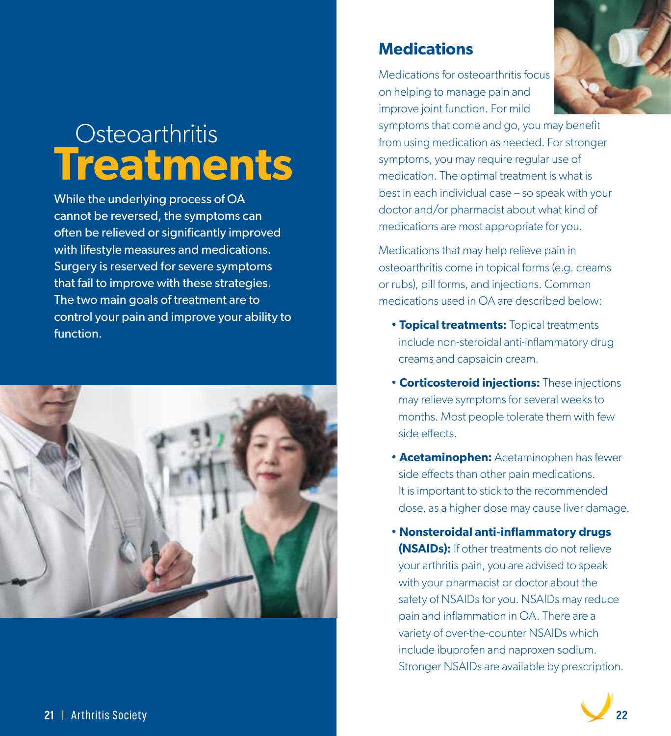# Osteoarthritis Treatments

While the underlying process of OA cannot be reversed, the symptoms can often be relieved or significantly improved with lifestyle measures and medications. Surgery is reserved for severe symptoms that fail to improve with these strategies. The two main goals of treatment are to control your pain and improve your ability to function.

## Medications

Medications for osteoarthritis focus on helping to manage pain and improve joint function. For mild symptoms that come and go, you may benefit from using medication as needed. For stronger symptoms, you may require regular use of medication. The optimal treatment is what is best in each individual case – so speak with your doctor and/or pharmacist about what kind of medications are most appropriate for you.

Medications that may help relieve pain in osteoarthritis come in topical forms (e.g. creams or rubs), pill forms, and injections. Common medications used in OA are described below:

- **Topical treatments:** Topical treatments include non-steroidal anti-inflammatory drug creams and capsaicin cream.
- **Corticosteroid injections:** These injections may relieve symptoms for several weeks to months. Most people tolerate them with few side effects.
- **Acetaminophen:** Acetaminophen has fewer side effects than other pain medications. It is important to stick to the recommended dose, as a higher dose may cause liver damage.
- **Nonsteroidal anti-inflammatory drugs (NSAIDs):** If other treatments do not relieve your arthritis pain, you are advised to speak with your pharmacist or doctor about the safety of NSAIDs for you. NSAIDs may reduce pain and inflammation in OA. There are a variety of over-the-counter NSAIDs which include ibuprofen and naproxen sodium. Stronger NSAIDs are available by prescription.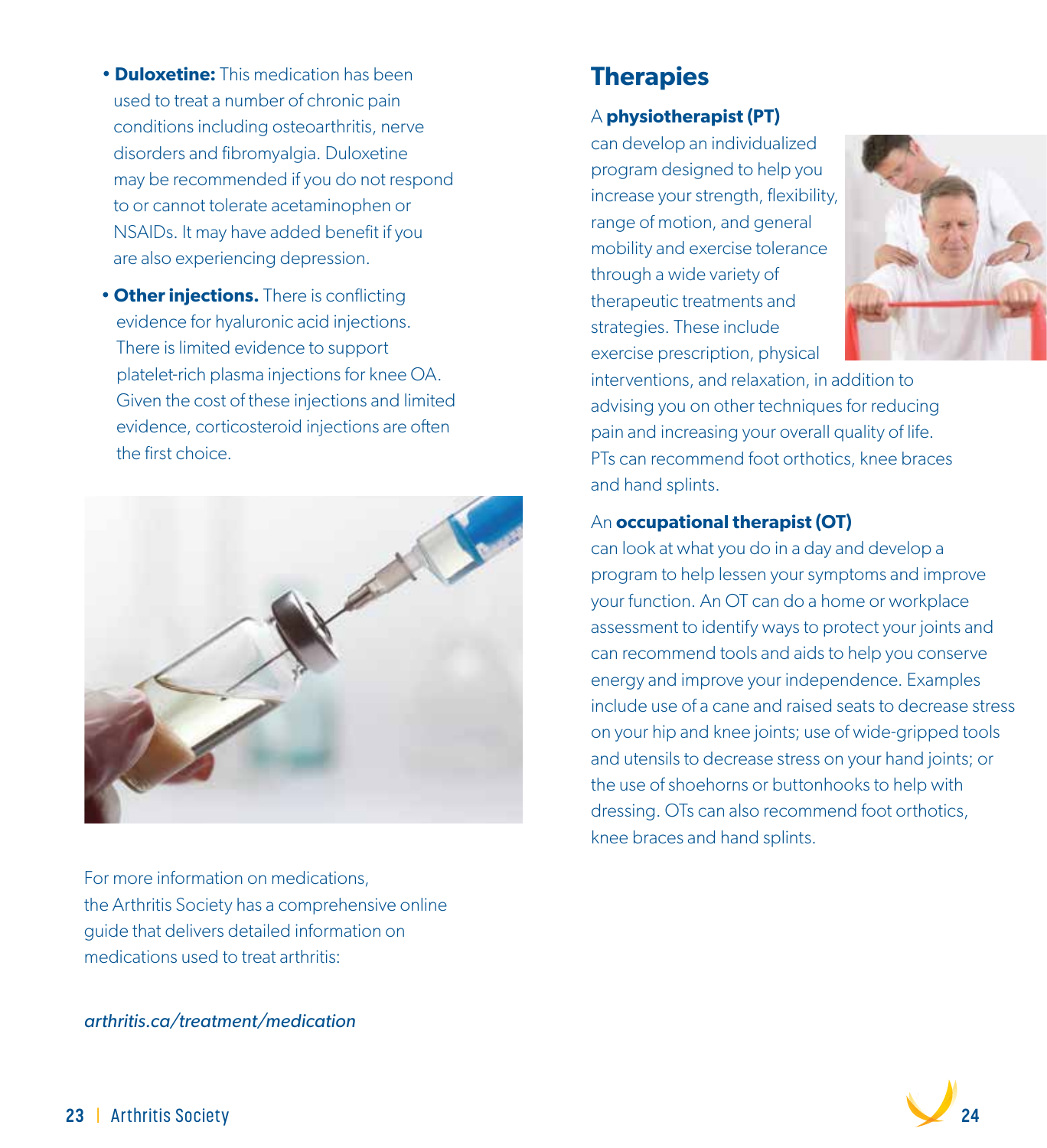- **Duloxetine:** This medication has been used to treat a number of chronic pain conditions including osteoarthritis, nerve disorders and fibromyalgia. Duloxetine may be recommended if you do not respond to or cannot tolerate acetaminophen or NSAIDs. It may have added benefit if you are also experiencing depression.
- **Other injections.** There is conflicting evidence for hyaluronic acid injections. There is limited evidence to support platelet-rich plasma injections for knee OA. Given the cost of these injections and limited evidence, corticosteroid injections are often the first choice.

For more information on medications, the Arthritis Society has a comprehensive online guide that delivers detailed information on medications used to treat arthritis:

*arthritis.ca/treatment/medication*

## Therapies

A **physiotherapist (PT)** can develop an individualized program designed to help you increase your strength, flexibility, range of motion, and general mobility and exercise tolerance through a wide variety of therapeutic treatments and strategies. These include exercise prescription, physical interventions, and relaxation, in addition to advising you on other techniques for reducing pain and increasing your overall quality of life. PTs can recommend foot orthotics, knee braces and hand splints.

An **occupational therapist (OT)** can look at what you do in a day and develop a program to help lessen your symptoms and improve your function. An OT can do a home or workplace assessment to identify ways to protect your joints and can recommend tools and aids to help you conserve energy and improve your independence. Examples include use of a cane and raised seats to decrease stress on your hip and knee joints; use of wide-gripped tools and utensils to decrease stress on your hand joints; or the use of shoehorns or buttonhooks to help with dressing. OTs can also recommend foot orthotics, knee braces and hand splints.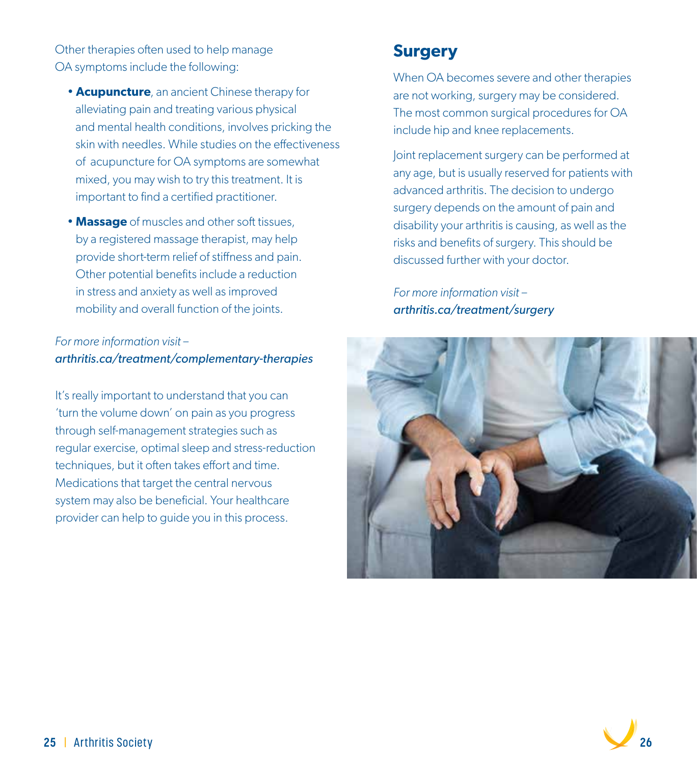Other therapies often used to help manage OA symptoms include the following:

- **Acupuncture**, an ancient Chinese therapy for alleviating pain and treating various physical and mental health conditions, involves pricking the skin with needles. While studies on the effectiveness of acupuncture for OA symptoms are somewhat mixed, you may wish to try this treatment. It is important to find a certified practitioner.
- **Massage** of muscles and other soft tissues, by a registered massage therapist, may help provide short-term relief of stiffness and pain. Other potential benefits include a reduction in stress and anxiety as well as improved mobility and overall function of the joints.

*For more information visit –*
*arthritis.ca/treatment/complementary-therapies*

It's really important to understand that you can 'turn the volume down' on pain as you progress through self-management strategies such as regular exercise, optimal sleep and stress-reduction techniques, but it often takes effort and time. Medications that target the central nervous system may also be beneficial. Your healthcare provider can help to guide you in this process.

## Surgery

When OA becomes severe and other therapies are not working, surgery may be considered. The most common surgical procedures for OA include hip and knee replacements.

Joint replacement surgery can be performed at any age, but is usually reserved for patients with advanced arthritis. The decision to undergo surgery depends on the amount of pain and disability your arthritis is causing, as well as the risks and benefits of surgery. This should be discussed further with your doctor.

*For more information visit –*
*arthritis.ca/treatment/surgery*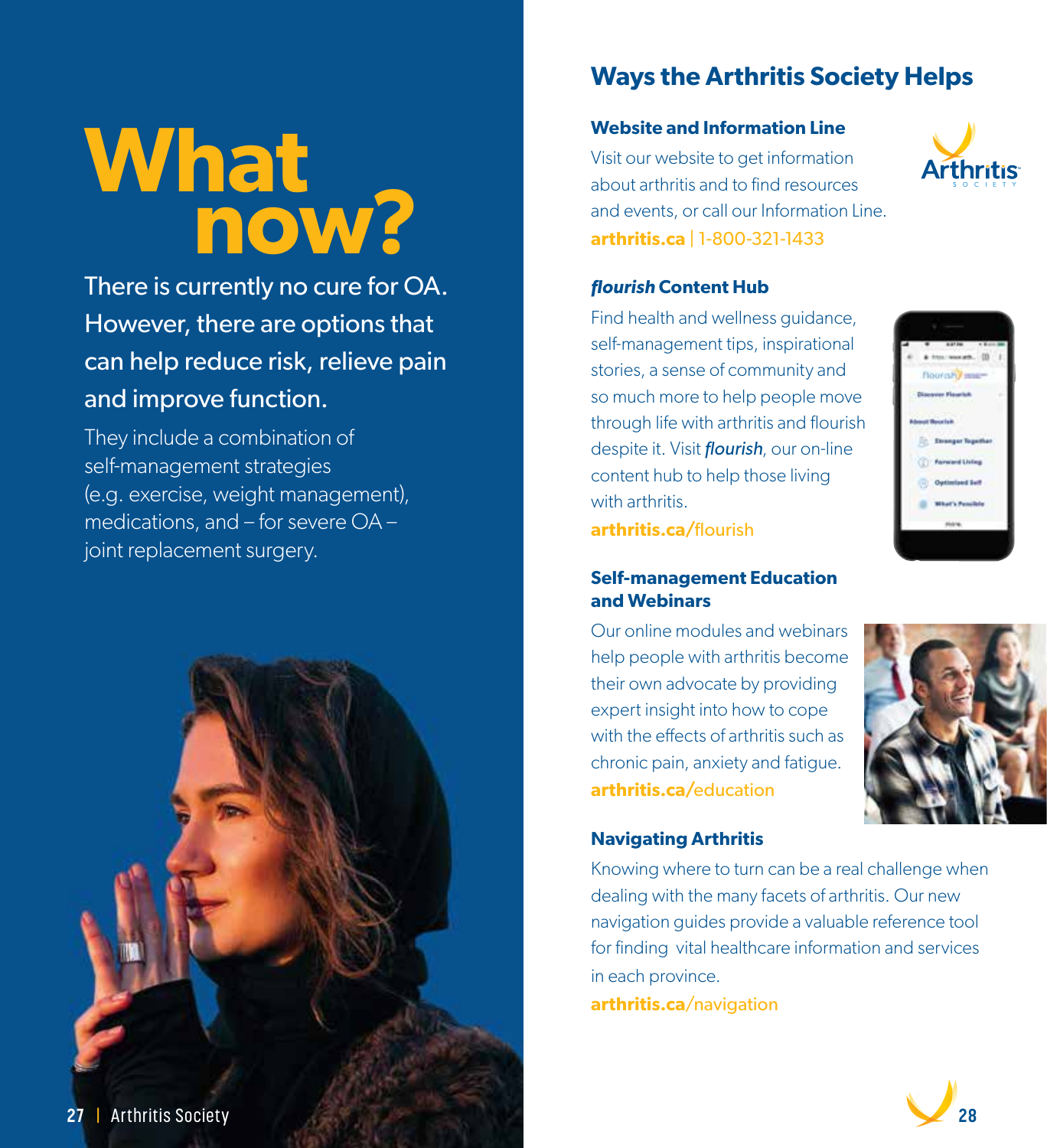# What now?

There is currently no cure for OA. However, there are options that can help reduce risk, relieve pain and improve function.

They include a combination of self-management strategies (e.g. exercise, weight management), medications, and – for severe OA – joint replacement surgery.

## Ways the Arthritis Society Helps

### Website and Information Line

Visit our website to get information about arthritis and to find resources and events, or call our Information Line.

**arthritis.ca** | 1-800-321-1433

### *flourish* Content Hub

Find health and wellness guidance, self-management tips, inspirational stories, a sense of community and so much more to help people move through life with arthritis and flourish despite it. Visit ***flourish***, our on-line content hub to help those living with arthritis.

**arthritis.ca/**flourish

### Self-management Education and Webinars

Our online modules and webinars help people with arthritis become their own advocate by providing expert insight into how to cope with the effects of arthritis such as chronic pain, anxiety and fatigue.

**arthritis.ca/**education

### Navigating Arthritis

Knowing where to turn can be a real challenge when dealing with the many facets of arthritis. Our new navigation guides provide a valuable reference tool for finding vital healthcare information and services in each province.

**arthritis.ca**/navigation